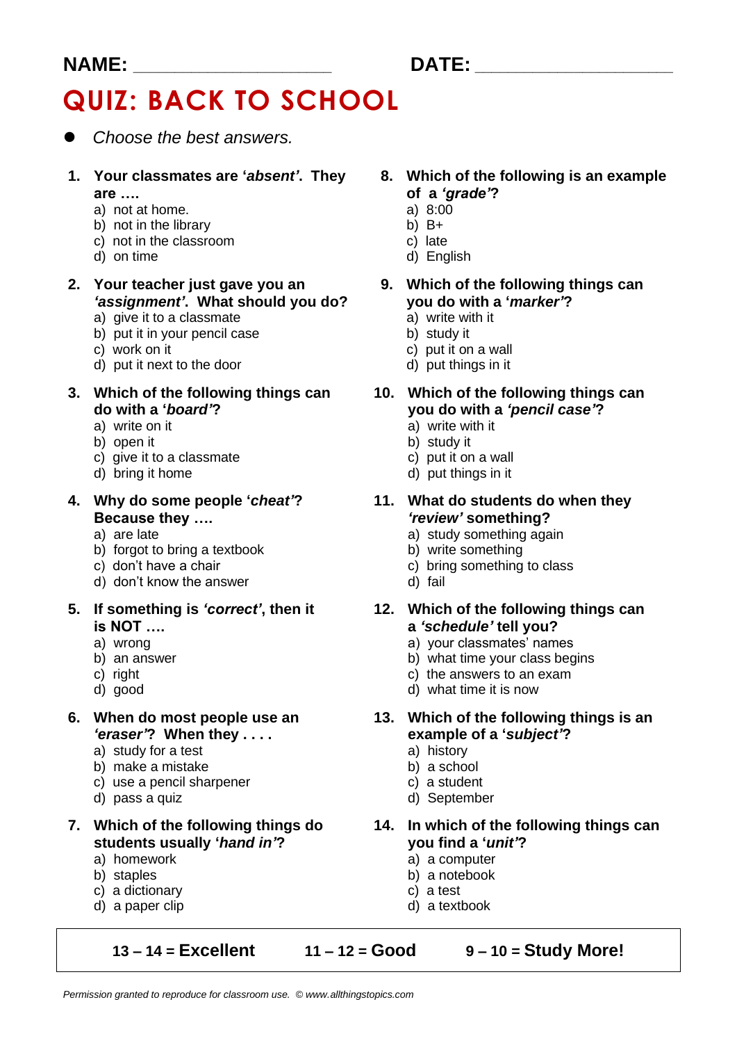NAME: ___________________ DATE: ___________________

# QUIZ: BACK TO SCHOOL

- *Choose the best answers.*

1. **Your classmates are '*absent*'. They are ….**
   a) not at home.
   b) not in the library
   c) not in the classroom
   d) on time

2. **Your teacher just gave you an *'assignment'*. What should you do?**
   a) give it to a classmate
   b) put it in your pencil case
   c) work on it
   d) put it next to the door

3. **Which of the following things can do with a '*board'*?**
   a) write on it
   b) open it
   c) give it to a classmate
   d) bring it home

4. **Why do some people '*cheat'*? Because they ….**
   a) are late
   b) forgot to bring a textbook
   c) don't have a chair
   d) don't know the answer

5. **If something is *'correct'*, then it is NOT ….**
   a) wrong
   b) an answer
   c) right
   d) good

6. **When do most people use an *'eraser'*? When they . . . .**
   a) study for a test
   b) make a mistake
   c) use a pencil sharpener
   d) pass a quiz

7. **Which of the following things do students usually '*hand in'*?**
   a) homework
   b) staples
   c) a dictionary
   d) a paper clip

8. **Which of the following is an example of a *'grade'*?**
   a) 8:00
   b) B+
   c) late
   d) English

9. **Which of the following things can you do with a '*marker'*?**
   a) write with it
   b) study it
   c) put it on a wall
   d) put things in it

10. **Which of the following things can you do with a *'pencil case'*?**
    a) write with it
    b) study it
    c) put it on a wall
    d) put things in it

11. **What do students do when they *'review'* something?**
    a) study something again
    b) write something
    c) bring something to class
    d) fail

12. **Which of the following things can a *'schedule'* tell you?**
    a) your classmates' names
    b) what time your class begins
    c) the answers to an exam
    d) what time it is now

13. **Which of the following things is an example of a '*subject'*?**
    a) history
    b) a school
    c) a student
    d) September

14. **In which of the following things can you find a '*unit'*?**
    a) a computer
    b) a notebook
    c) a test
    d) a textbook

**13 – 14 = Excellent** **11 – 12 = Good** **9 – 10 = Study More!**

*Permission granted to reproduce for classroom use. © www.allthingstopics.com*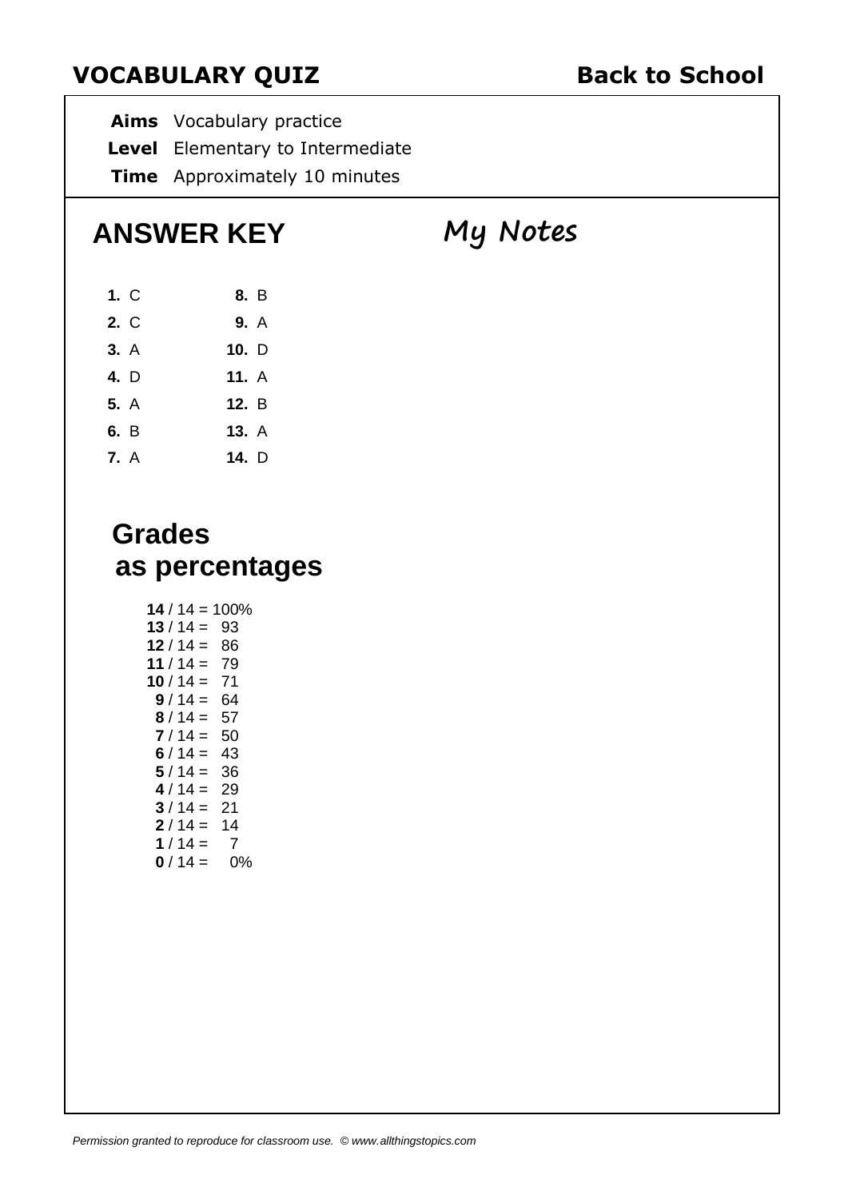**VOCABULARY QUIZ** **Back to School**

**Aims** Vocabulary practice
**Level** Elementary to Intermediate
**Time** Approximately 10 minutes

## ANSWER KEY

## My Notes

| | |
|---|---|
| **1.** C | **8.** B |
| **2.** C | **9.** A |
| **3.** A | **10.** D |
| **4.** D | **11.** A |
| **5.** A | **12.** B |
| **6.** B | **13.** A |
| **7.** A | **14.** D |

## Grades as percentages

**14** / 14 = 100%
**13** / 14 = 93
**12** / 14 = 86
**11** / 14 = 79
**10** / 14 = 71
**9** / 14 = 64
**8** / 14 = 57
**7** / 14 = 50
**6** / 14 = 43
**5** / 14 = 36
**4** / 14 = 29
**3** / 14 = 21
**2** / 14 = 14
**1** / 14 = 7
**0** / 14 = 0%

*Permission granted to reproduce for classroom use. © www.allthingstopics.com*